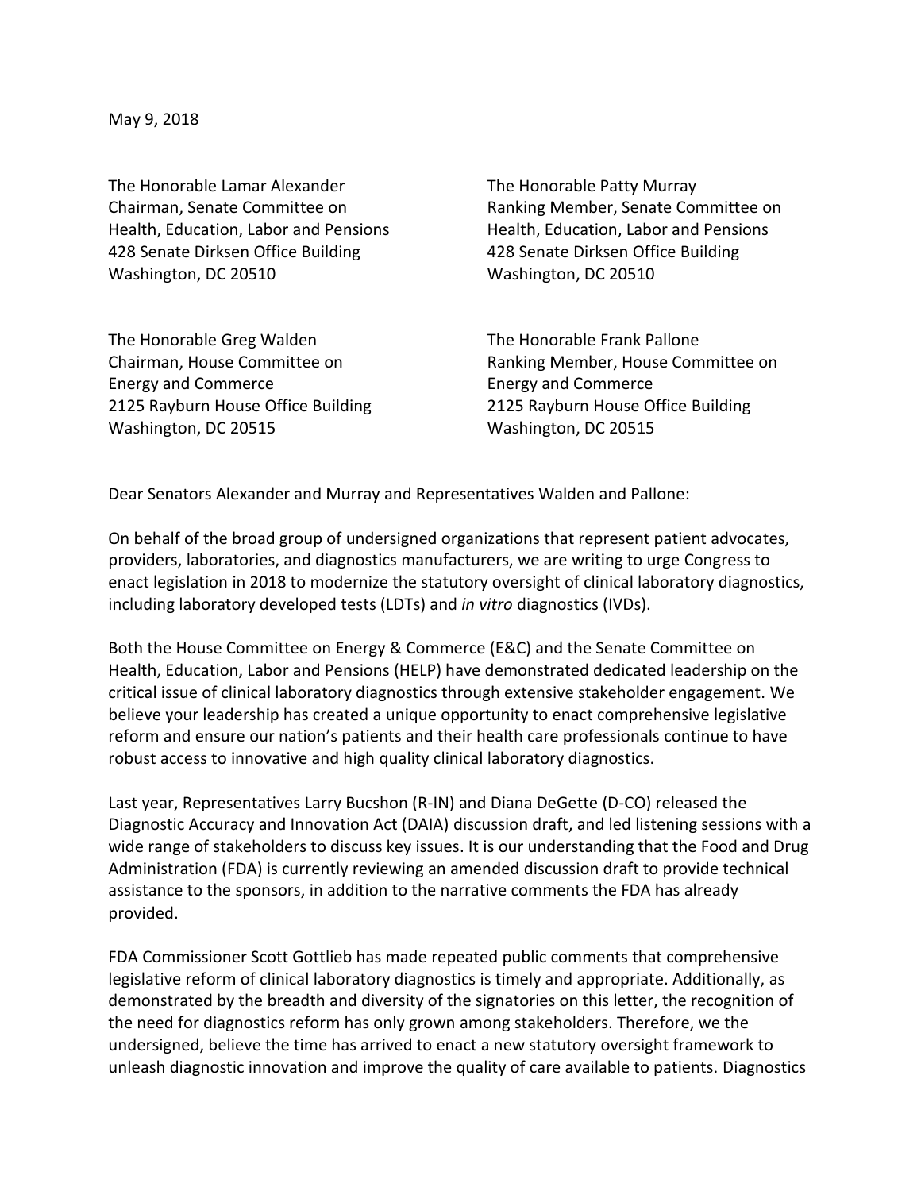May 9, 2018

The Honorable Lamar Alexander
Chairman, Senate Committee on
Health, Education, Labor and Pensions
428 Senate Dirksen Office Building
Washington, DC 20510

The Honorable Patty Murray
Ranking Member, Senate Committee on
Health, Education, Labor and Pensions
428 Senate Dirksen Office Building
Washington, DC 20510

The Honorable Greg Walden
Chairman, House Committee on
Energy and Commerce
2125 Rayburn House Office Building
Washington, DC 20515

The Honorable Frank Pallone
Ranking Member, House Committee on
Energy and Commerce
2125 Rayburn House Office Building
Washington, DC 20515

Dear Senators Alexander and Murray and Representatives Walden and Pallone:

On behalf of the broad group of undersigned organizations that represent patient advocates, providers, laboratories, and diagnostics manufacturers, we are writing to urge Congress to enact legislation in 2018 to modernize the statutory oversight of clinical laboratory diagnostics, including laboratory developed tests (LDTs) and *in vitro* diagnostics (IVDs).

Both the House Committee on Energy & Commerce (E&C) and the Senate Committee on Health, Education, Labor and Pensions (HELP) have demonstrated dedicated leadership on the critical issue of clinical laboratory diagnostics through extensive stakeholder engagement. We believe your leadership has created a unique opportunity to enact comprehensive legislative reform and ensure our nation's patients and their health care professionals continue to have robust access to innovative and high quality clinical laboratory diagnostics.

Last year, Representatives Larry Bucshon (R-IN) and Diana DeGette (D-CO) released the Diagnostic Accuracy and Innovation Act (DAIA) discussion draft, and led listening sessions with a wide range of stakeholders to discuss key issues. It is our understanding that the Food and Drug Administration (FDA) is currently reviewing an amended discussion draft to provide technical assistance to the sponsors, in addition to the narrative comments the FDA has already provided.

FDA Commissioner Scott Gottlieb has made repeated public comments that comprehensive legislative reform of clinical laboratory diagnostics is timely and appropriate. Additionally, as demonstrated by the breadth and diversity of the signatories on this letter, the recognition of the need for diagnostics reform has only grown among stakeholders. Therefore, we the undersigned, believe the time has arrived to enact a new statutory oversight framework to unleash diagnostic innovation and improve the quality of care available to patients. Diagnostics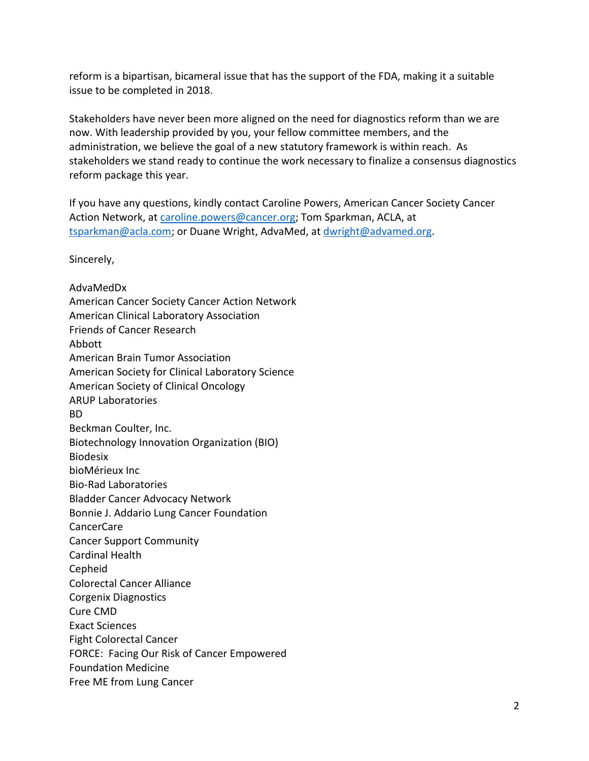reform is a bipartisan, bicameral issue that has the support of the FDA, making it a suitable issue to be completed in 2018.

Stakeholders have never been more aligned on the need for diagnostics reform than we are now. With leadership provided by you, your fellow committee members, and the administration, we believe the goal of a new statutory framework is within reach. As stakeholders we stand ready to continue the work necessary to finalize a consensus diagnostics reform package this year.

If you have any questions, kindly contact Caroline Powers, American Cancer Society Cancer Action Network, at caroline.powers@cancer.org; Tom Sparkman, ACLA, at tsparkman@acla.com; or Duane Wright, AdvaMed, at dwright@advamed.org.

Sincerely,

AdvaMedDx
American Cancer Society Cancer Action Network
American Clinical Laboratory Association
Friends of Cancer Research
Abbott
American Brain Tumor Association
American Society for Clinical Laboratory Science
American Society of Clinical Oncology
ARUP Laboratories
BD
Beckman Coulter, Inc.
Biotechnology Innovation Organization (BIO)
Biodesix
bioMérieux Inc
Bio-Rad Laboratories
Bladder Cancer Advocacy Network
Bonnie J. Addario Lung Cancer Foundation
CancerCare
Cancer Support Community
Cardinal Health
Cepheid
Colorectal Cancer Alliance
Corgenix Diagnostics
Cure CMD
Exact Sciences
Fight Colorectal Cancer
FORCE: Facing Our Risk of Cancer Empowered
Foundation Medicine
Free ME from Lung Cancer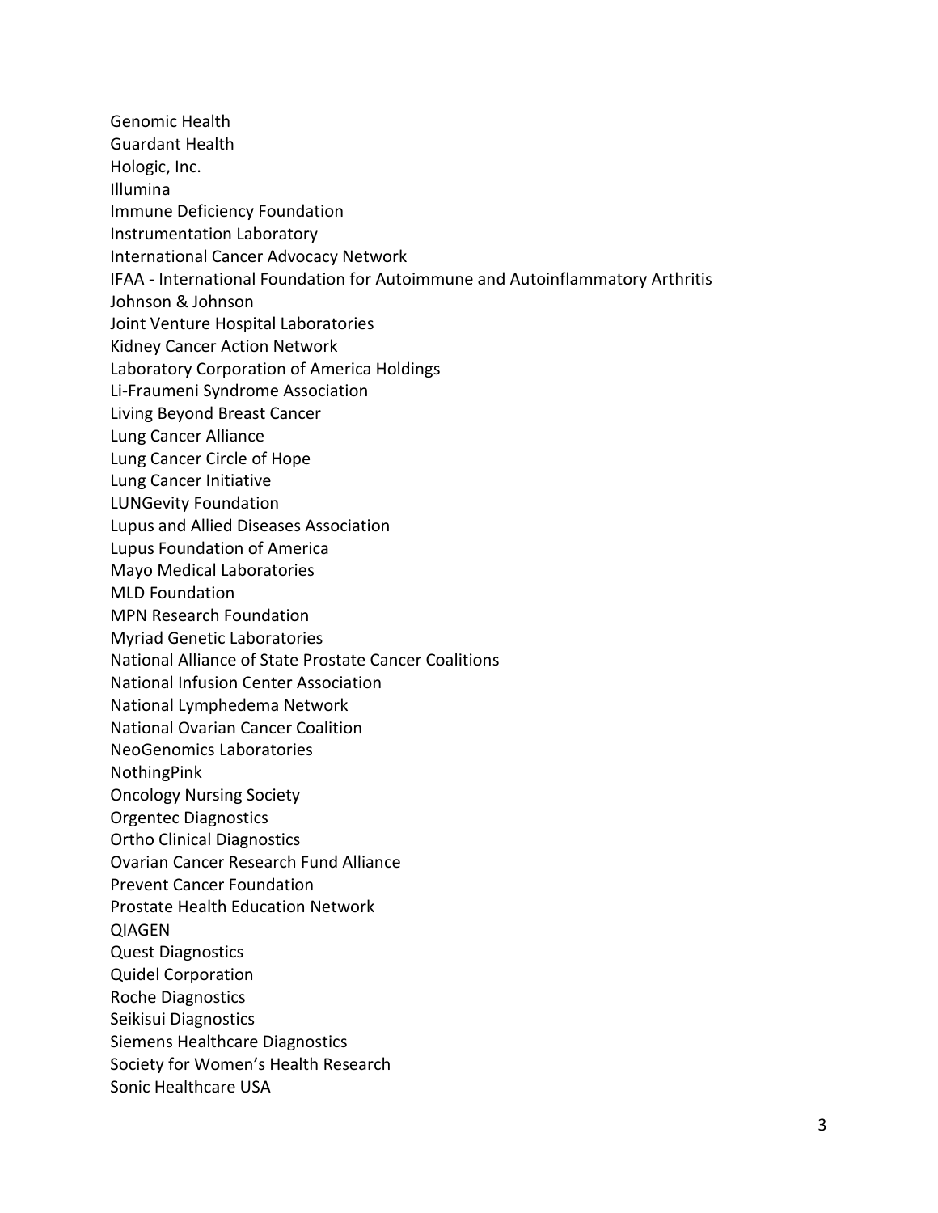Genomic Health
Guardant Health
Hologic, Inc.
Illumina
Immune Deficiency Foundation
Instrumentation Laboratory
International Cancer Advocacy Network
IFAA - International Foundation for Autoimmune and Autoinflammatory Arthritis
Johnson & Johnson
Joint Venture Hospital Laboratories
Kidney Cancer Action Network
Laboratory Corporation of America Holdings
Li-Fraumeni Syndrome Association
Living Beyond Breast Cancer
Lung Cancer Alliance
Lung Cancer Circle of Hope
Lung Cancer Initiative
LUNGevity Foundation
Lupus and Allied Diseases Association
Lupus Foundation of America
Mayo Medical Laboratories
MLD Foundation
MPN Research Foundation
Myriad Genetic Laboratories
National Alliance of State Prostate Cancer Coalitions
National Infusion Center Association
National Lymphedema Network
National Ovarian Cancer Coalition
NeoGenomics Laboratories
NothingPink
Oncology Nursing Society
Orgentec Diagnostics
Ortho Clinical Diagnostics
Ovarian Cancer Research Fund Alliance
Prevent Cancer Foundation
Prostate Health Education Network
QIAGEN
Quest Diagnostics
Quidel Corporation
Roche Diagnostics
Seikisui Diagnostics
Siemens Healthcare Diagnostics
Society for Women's Health Research
Sonic Healthcare USA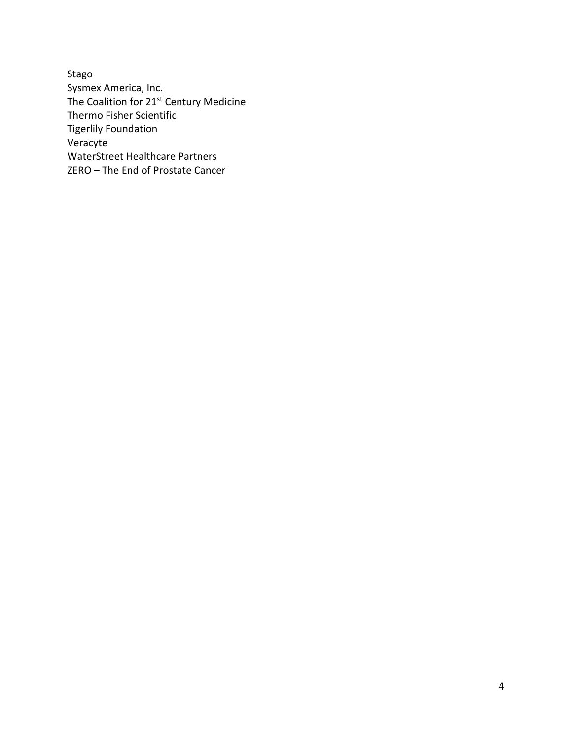Stago
Sysmex America, Inc.
The Coalition for 21st Century Medicine
Thermo Fisher Scientific
Tigerlily Foundation
Veracyte
WaterStreet Healthcare Partners
ZERO – The End of Prostate Cancer